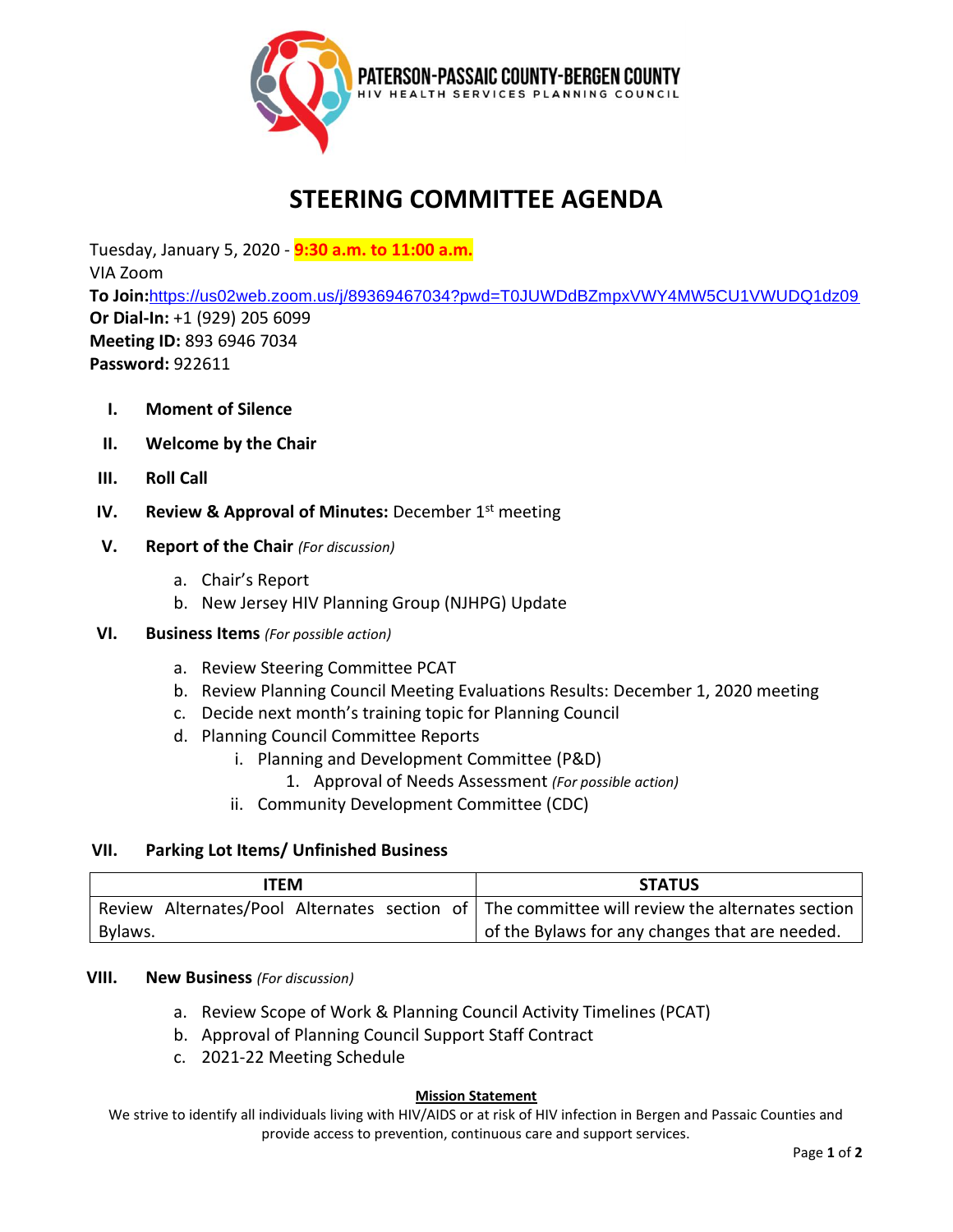**PATERSON-PASSAIC COUNTY-BERGEN COUNTY**
HIV HEALTH SERVICES PLANNING COUNCIL

# STEERING COMMITTEE AGENDA

Tuesday, January 5, 2020 - **9:30 a.m. to 11:00 a.m.**
VIA Zoom
**To Join:** https://us02web.zoom.us/j/89369467034?pwd=T0JUWDdBZmpxVWY4MW5CU1VWUDQ1dz09
**Or Dial-In:** +1 (929) 205 6099
**Meeting ID:** 893 6946 7034
**Password:** 922611

I. **Moment of Silence**

II. **Welcome by the Chair**

III. **Roll Call**

IV. **Review & Approval of Minutes:** December 1st meeting

V. **Report of the Chair** *(For discussion)*
   a. Chair's Report
   b. New Jersey HIV Planning Group (NJHPG) Update

VI. **Business Items** *(For possible action)*
   a. Review Steering Committee PCAT
   b. Review Planning Council Meeting Evaluations Results: December 1, 2020 meeting
   c. Decide next month's training topic for Planning Council
   d. Planning Council Committee Reports
      i. Planning and Development Committee (P&D)
         1. Approval of Needs Assessment *(For possible action)*
      ii. Community Development Committee (CDC)

VII. **Parking Lot Items/ Unfinished Business**

| ITEM | STATUS |
| --- | --- |
| Review Alternates/Pool Alternates section of Bylaws. | The committee will review the alternates section of the Bylaws for any changes that are needed. |

VIII. **New Business** *(For discussion)*
   a. Review Scope of Work & Planning Council Activity Timelines (PCAT)
   b. Approval of Planning Council Support Staff Contract
   c. 2021-22 Meeting Schedule

**Mission Statement**

We strive to identify all individuals living with HIV/AIDS or at risk of HIV infection in Bergen and Passaic Counties and provide access to prevention, continuous care and support services.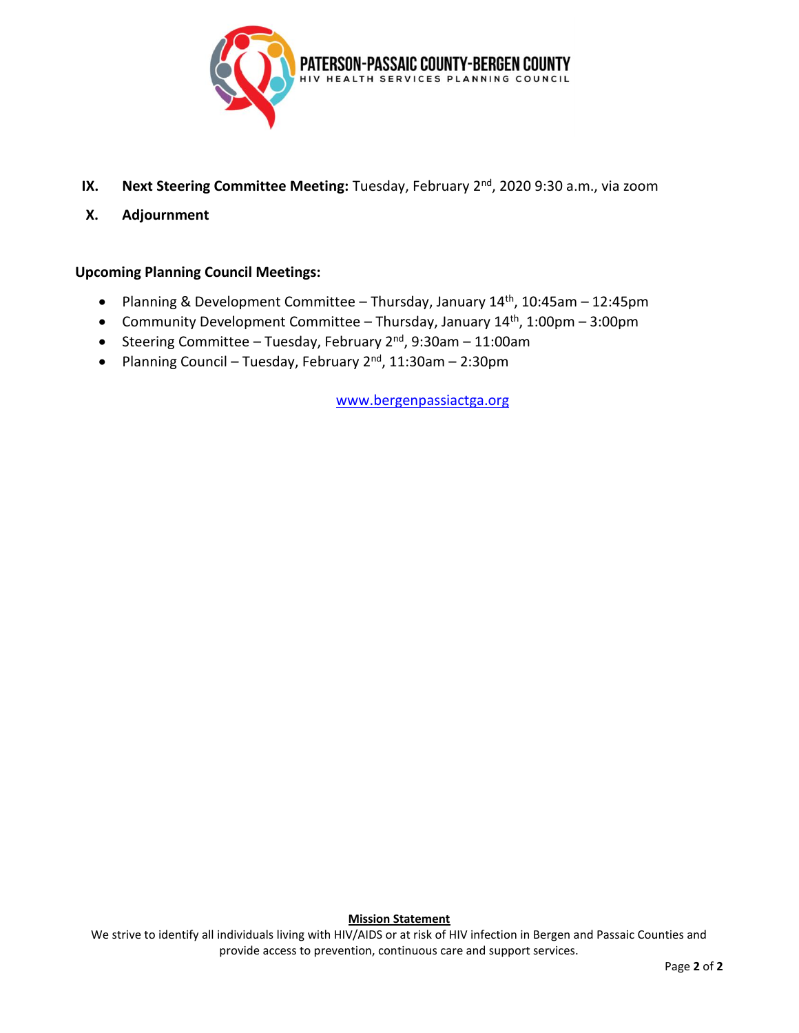**PATERSON-PASSAIC COUNTY-BERGEN COUNTY**
HIV HEALTH SERVICES PLANNING COUNCIL

**IX. Next Steering Committee Meeting:** Tuesday, February 2nd, 2020 9:30 a.m., via zoom

**X. Adjournment**

**Upcoming Planning Council Meetings:**

- Planning & Development Committee – Thursday, January 14th, 10:45am – 12:45pm
- Community Development Committee – Thursday, January 14th, 1:00pm – 3:00pm
- Steering Committee – Tuesday, February 2nd, 9:30am – 11:00am
- Planning Council – Tuesday, February 2nd, 11:30am – 2:30pm

www.bergenpassiactga.org

**Mission Statement**

We strive to identify all individuals living with HIV/AIDS or at risk of HIV infection in Bergen and Passaic Counties and provide access to prevention, continuous care and support services.